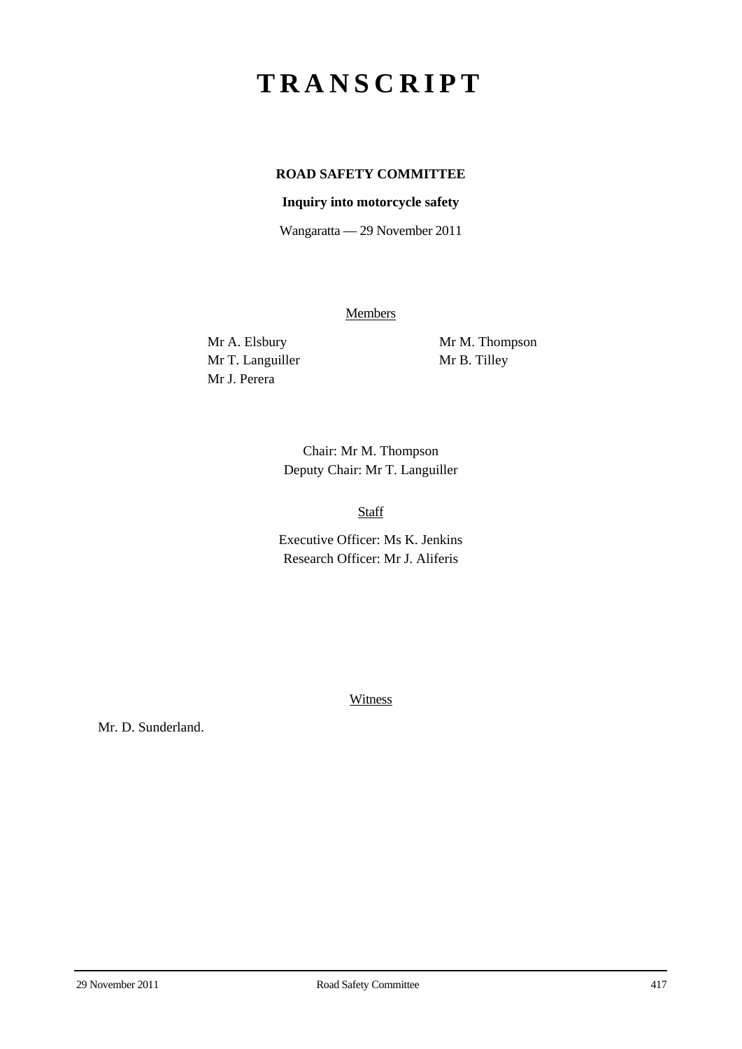# TRANSCRIPT

**ROAD SAFETY COMMITTEE**

**Inquiry into motorcycle safety**

Wangaratta — 29 November 2011

Members

Mr A. Elsbury
Mr T. Languiller
Mr J. Perera
Mr M. Thompson
Mr B. Tilley

Chair: Mr M. Thompson
Deputy Chair: Mr T. Languiller

Staff

Executive Officer: Ms K. Jenkins
Research Officer: Mr J. Aliferis

Witness

Mr. D. Sunderland.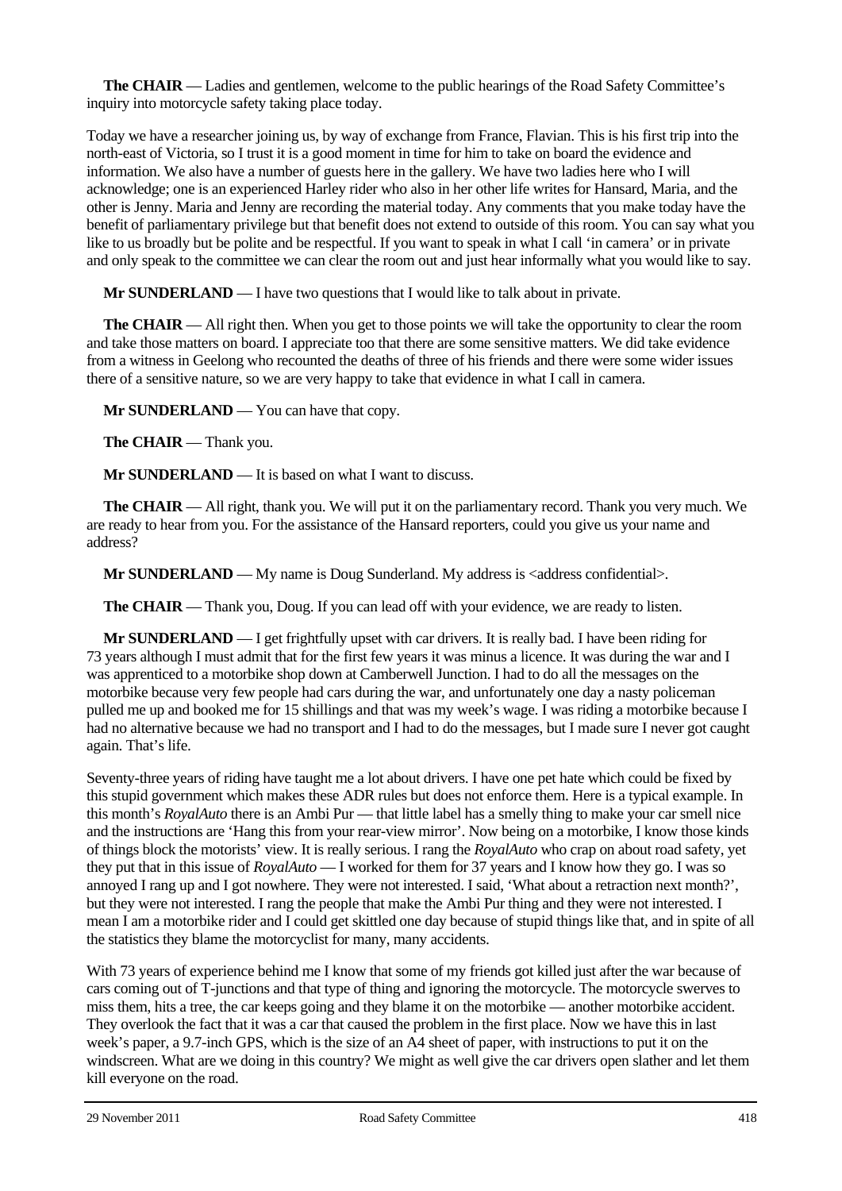**The CHAIR** — Ladies and gentlemen, welcome to the public hearings of the Road Safety Committee's inquiry into motorcycle safety taking place today.

Today we have a researcher joining us, by way of exchange from France, Flavian. This is his first trip into the north-east of Victoria, so I trust it is a good moment in time for him to take on board the evidence and information. We also have a number of guests here in the gallery. We have two ladies here who I will acknowledge; one is an experienced Harley rider who also in her other life writes for Hansard, Maria, and the other is Jenny. Maria and Jenny are recording the material today. Any comments that you make today have the benefit of parliamentary privilege but that benefit does not extend to outside of this room. You can say what you like to us broadly but be polite and be respectful. If you want to speak in what I call 'in camera' or in private and only speak to the committee we can clear the room out and just hear informally what you would like to say.

**Mr SUNDERLAND** — I have two questions that I would like to talk about in private.

**The CHAIR** — All right then. When you get to those points we will take the opportunity to clear the room and take those matters on board. I appreciate too that there are some sensitive matters. We did take evidence from a witness in Geelong who recounted the deaths of three of his friends and there were some wider issues there of a sensitive nature, so we are very happy to take that evidence in what I call in camera.

**Mr SUNDERLAND** — You can have that copy.

**The CHAIR** — Thank you.

**Mr SUNDERLAND** — It is based on what I want to discuss.

**The CHAIR** — All right, thank you. We will put it on the parliamentary record. Thank you very much. We are ready to hear from you. For the assistance of the Hansard reporters, could you give us your name and address?

**Mr SUNDERLAND** — My name is Doug Sunderland. My address is <address confidential>.

**The CHAIR** — Thank you, Doug. If you can lead off with your evidence, we are ready to listen.

**Mr SUNDERLAND** — I get frightfully upset with car drivers. It is really bad. I have been riding for 73 years although I must admit that for the first few years it was minus a licence. It was during the war and I was apprenticed to a motorbike shop down at Camberwell Junction. I had to do all the messages on the motorbike because very few people had cars during the war, and unfortunately one day a nasty policeman pulled me up and booked me for 15 shillings and that was my week's wage. I was riding a motorbike because I had no alternative because we had no transport and I had to do the messages, but I made sure I never got caught again. That's life.

Seventy-three years of riding have taught me a lot about drivers. I have one pet hate which could be fixed by this stupid government which makes these ADR rules but does not enforce them. Here is a typical example. In this month's *RoyalAuto* there is an Ambi Pur — that little label has a smelly thing to make your car smell nice and the instructions are 'Hang this from your rear-view mirror'. Now being on a motorbike, I know those kinds of things block the motorists' view. It is really serious. I rang the *RoyalAuto* who crap on about road safety, yet they put that in this issue of *RoyalAuto* — I worked for them for 37 years and I know how they go. I was so annoyed I rang up and I got nowhere. They were not interested. I said, 'What about a retraction next month?', but they were not interested. I rang the people that make the Ambi Pur thing and they were not interested. I mean I am a motorbike rider and I could get skittled one day because of stupid things like that, and in spite of all the statistics they blame the motorcyclist for many, many accidents.

With 73 years of experience behind me I know that some of my friends got killed just after the war because of cars coming out of T-junctions and that type of thing and ignoring the motorcycle. The motorcycle swerves to miss them, hits a tree, the car keeps going and they blame it on the motorbike — another motorbike accident. They overlook the fact that it was a car that caused the problem in the first place. Now we have this in last week's paper, a 9.7-inch GPS, which is the size of an A4 sheet of paper, with instructions to put it on the windscreen. What are we doing in this country? We might as well give the car drivers open slather and let them kill everyone on the road.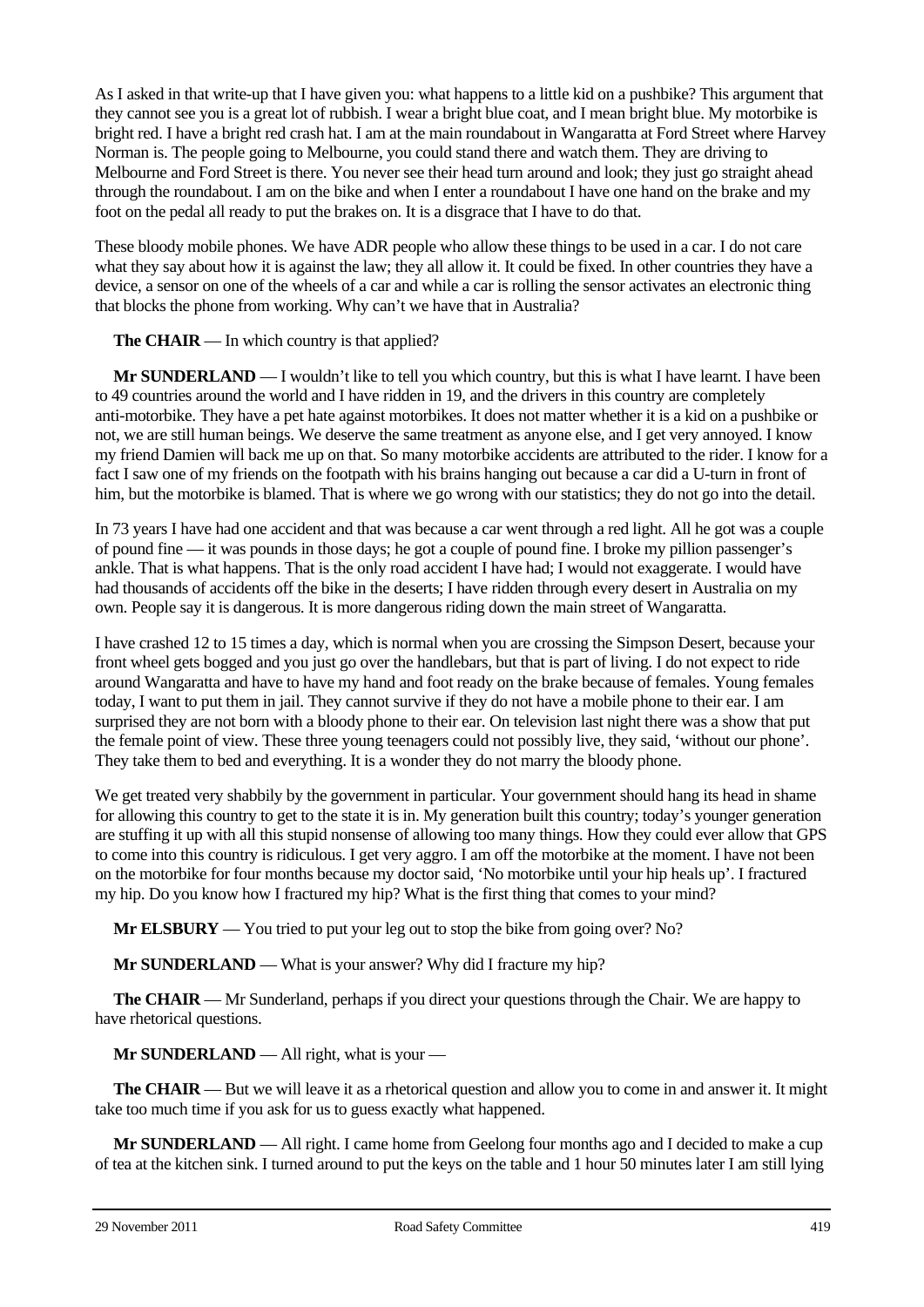As I asked in that write-up that I have given you: what happens to a little kid on a pushbike? This argument that they cannot see you is a great lot of rubbish. I wear a bright blue coat, and I mean bright blue. My motorbike is bright red. I have a bright red crash hat. I am at the main roundabout in Wangaratta at Ford Street where Harvey Norman is. The people going to Melbourne, you could stand there and watch them. They are driving to Melbourne and Ford Street is there. You never see their head turn around and look; they just go straight ahead through the roundabout. I am on the bike and when I enter a roundabout I have one hand on the brake and my foot on the pedal all ready to put the brakes on. It is a disgrace that I have to do that.

These bloody mobile phones. We have ADR people who allow these things to be used in a car. I do not care what they say about how it is against the law; they all allow it. It could be fixed. In other countries they have a device, a sensor on one of the wheels of a car and while a car is rolling the sensor activates an electronic thing that blocks the phone from working. Why can't we have that in Australia?

**The CHAIR** — In which country is that applied?

**Mr SUNDERLAND** — I wouldn't like to tell you which country, but this is what I have learnt. I have been to 49 countries around the world and I have ridden in 19, and the drivers in this country are completely anti-motorbike. They have a pet hate against motorbikes. It does not matter whether it is a kid on a pushbike or not, we are still human beings. We deserve the same treatment as anyone else, and I get very annoyed. I know my friend Damien will back me up on that. So many motorbike accidents are attributed to the rider. I know for a fact I saw one of my friends on the footpath with his brains hanging out because a car did a U-turn in front of him, but the motorbike is blamed. That is where we go wrong with our statistics; they do not go into the detail.

In 73 years I have had one accident and that was because a car went through a red light. All he got was a couple of pound fine — it was pounds in those days; he got a couple of pound fine. I broke my pillion passenger's ankle. That is what happens. That is the only road accident I have had; I would not exaggerate. I would have had thousands of accidents off the bike in the deserts; I have ridden through every desert in Australia on my own. People say it is dangerous. It is more dangerous riding down the main street of Wangaratta.

I have crashed 12 to 15 times a day, which is normal when you are crossing the Simpson Desert, because your front wheel gets bogged and you just go over the handlebars, but that is part of living. I do not expect to ride around Wangaratta and have to have my hand and foot ready on the brake because of females. Young females today, I want to put them in jail. They cannot survive if they do not have a mobile phone to their ear. I am surprised they are not born with a bloody phone to their ear. On television last night there was a show that put the female point of view. These three young teenagers could not possibly live, they said, 'without our phone'. They take them to bed and everything. It is a wonder they do not marry the bloody phone.

We get treated very shabbily by the government in particular. Your government should hang its head in shame for allowing this country to get to the state it is in. My generation built this country; today's younger generation are stuffing it up with all this stupid nonsense of allowing too many things. How they could ever allow that GPS to come into this country is ridiculous. I get very aggro. I am off the motorbike at the moment. I have not been on the motorbike for four months because my doctor said, 'No motorbike until your hip heals up'. I fractured my hip. Do you know how I fractured my hip? What is the first thing that comes to your mind?

**Mr ELSBURY** — You tried to put your leg out to stop the bike from going over? No?

**Mr SUNDERLAND** — What is your answer? Why did I fracture my hip?

**The CHAIR** — Mr Sunderland, perhaps if you direct your questions through the Chair. We are happy to have rhetorical questions.

**Mr SUNDERLAND** — All right, what is your —

**The CHAIR** — But we will leave it as a rhetorical question and allow you to come in and answer it. It might take too much time if you ask for us to guess exactly what happened.

**Mr SUNDERLAND** — All right. I came home from Geelong four months ago and I decided to make a cup of tea at the kitchen sink. I turned around to put the keys on the table and 1 hour 50 minutes later I am still lying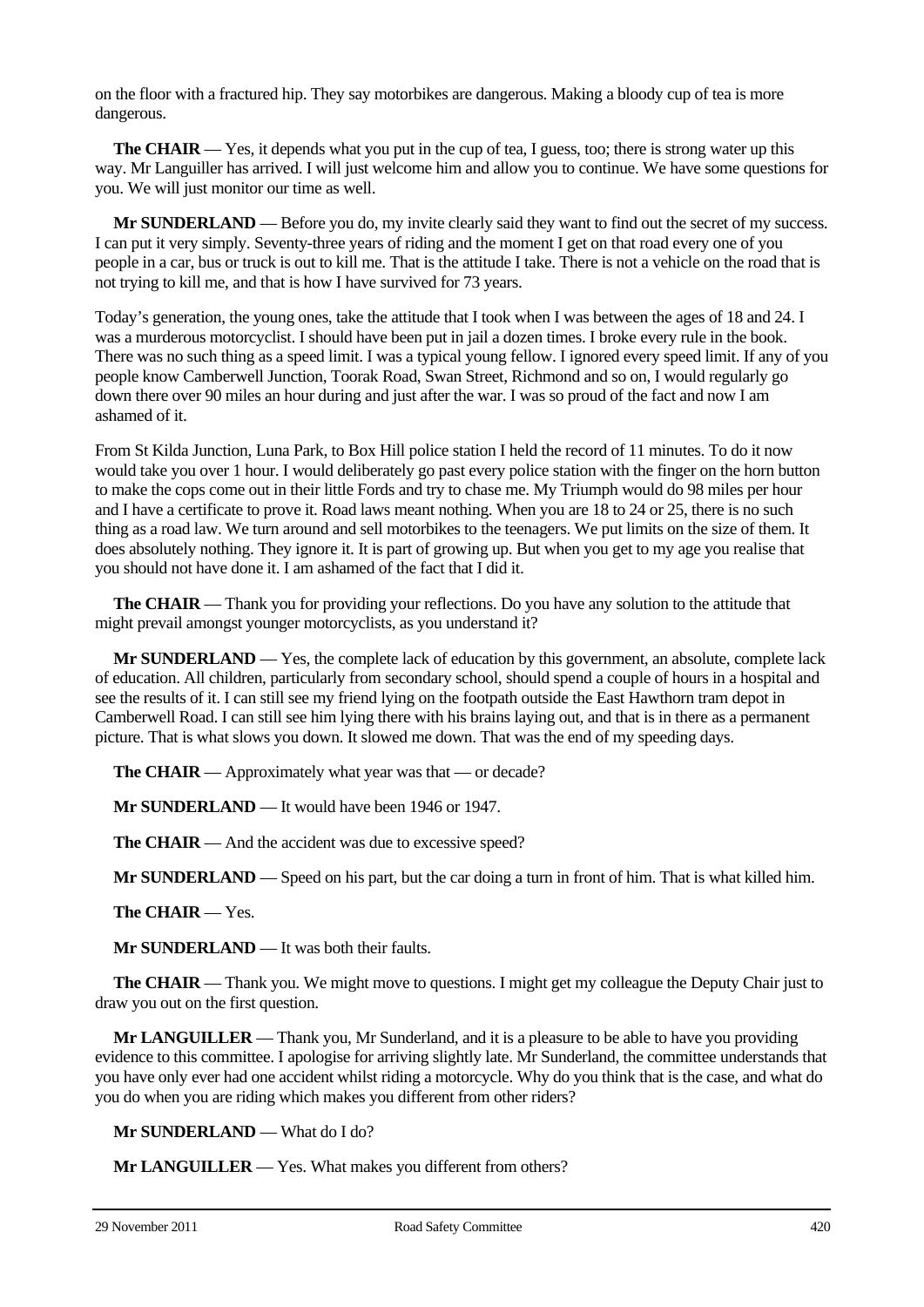on the floor with a fractured hip. They say motorbikes are dangerous. Making a bloody cup of tea is more dangerous.

**The CHAIR** — Yes, it depends what you put in the cup of tea, I guess, too; there is strong water up this way. Mr Languiller has arrived. I will just welcome him and allow you to continue. We have some questions for you. We will just monitor our time as well.

**Mr SUNDERLAND** — Before you do, my invite clearly said they want to find out the secret of my success. I can put it very simply. Seventy-three years of riding and the moment I get on that road every one of you people in a car, bus or truck is out to kill me. That is the attitude I take. There is not a vehicle on the road that is not trying to kill me, and that is how I have survived for 73 years.

Today's generation, the young ones, take the attitude that I took when I was between the ages of 18 and 24. I was a murderous motorcyclist. I should have been put in jail a dozen times. I broke every rule in the book. There was no such thing as a speed limit. I was a typical young fellow. I ignored every speed limit. If any of you people know Camberwell Junction, Toorak Road, Swan Street, Richmond and so on, I would regularly go down there over 90 miles an hour during and just after the war. I was so proud of the fact and now I am ashamed of it.

From St Kilda Junction, Luna Park, to Box Hill police station I held the record of 11 minutes. To do it now would take you over 1 hour. I would deliberately go past every police station with the finger on the horn button to make the cops come out in their little Fords and try to chase me. My Triumph would do 98 miles per hour and I have a certificate to prove it. Road laws meant nothing. When you are 18 to 24 or 25, there is no such thing as a road law. We turn around and sell motorbikes to the teenagers. We put limits on the size of them. It does absolutely nothing. They ignore it. It is part of growing up. But when you get to my age you realise that you should not have done it. I am ashamed of the fact that I did it.

**The CHAIR** — Thank you for providing your reflections. Do you have any solution to the attitude that might prevail amongst younger motorcyclists, as you understand it?

**Mr SUNDERLAND** — Yes, the complete lack of education by this government, an absolute, complete lack of education. All children, particularly from secondary school, should spend a couple of hours in a hospital and see the results of it. I can still see my friend lying on the footpath outside the East Hawthorn tram depot in Camberwell Road. I can still see him lying there with his brains laying out, and that is in there as a permanent picture. That is what slows you down. It slowed me down. That was the end of my speeding days.

**The CHAIR** — Approximately what year was that — or decade?

**Mr SUNDERLAND** — It would have been 1946 or 1947.

**The CHAIR** — And the accident was due to excessive speed?

**Mr SUNDERLAND** — Speed on his part, but the car doing a turn in front of him. That is what killed him.

**The CHAIR** — Yes.

**Mr SUNDERLAND** — It was both their faults.

**The CHAIR** — Thank you. We might move to questions. I might get my colleague the Deputy Chair just to draw you out on the first question.

**Mr LANGUILLER** — Thank you, Mr Sunderland, and it is a pleasure to be able to have you providing evidence to this committee. I apologise for arriving slightly late. Mr Sunderland, the committee understands that you have only ever had one accident whilst riding a motorcycle. Why do you think that is the case, and what do you do when you are riding which makes you different from other riders?

**Mr SUNDERLAND** — What do I do?

**Mr LANGUILLER** — Yes. What makes you different from others?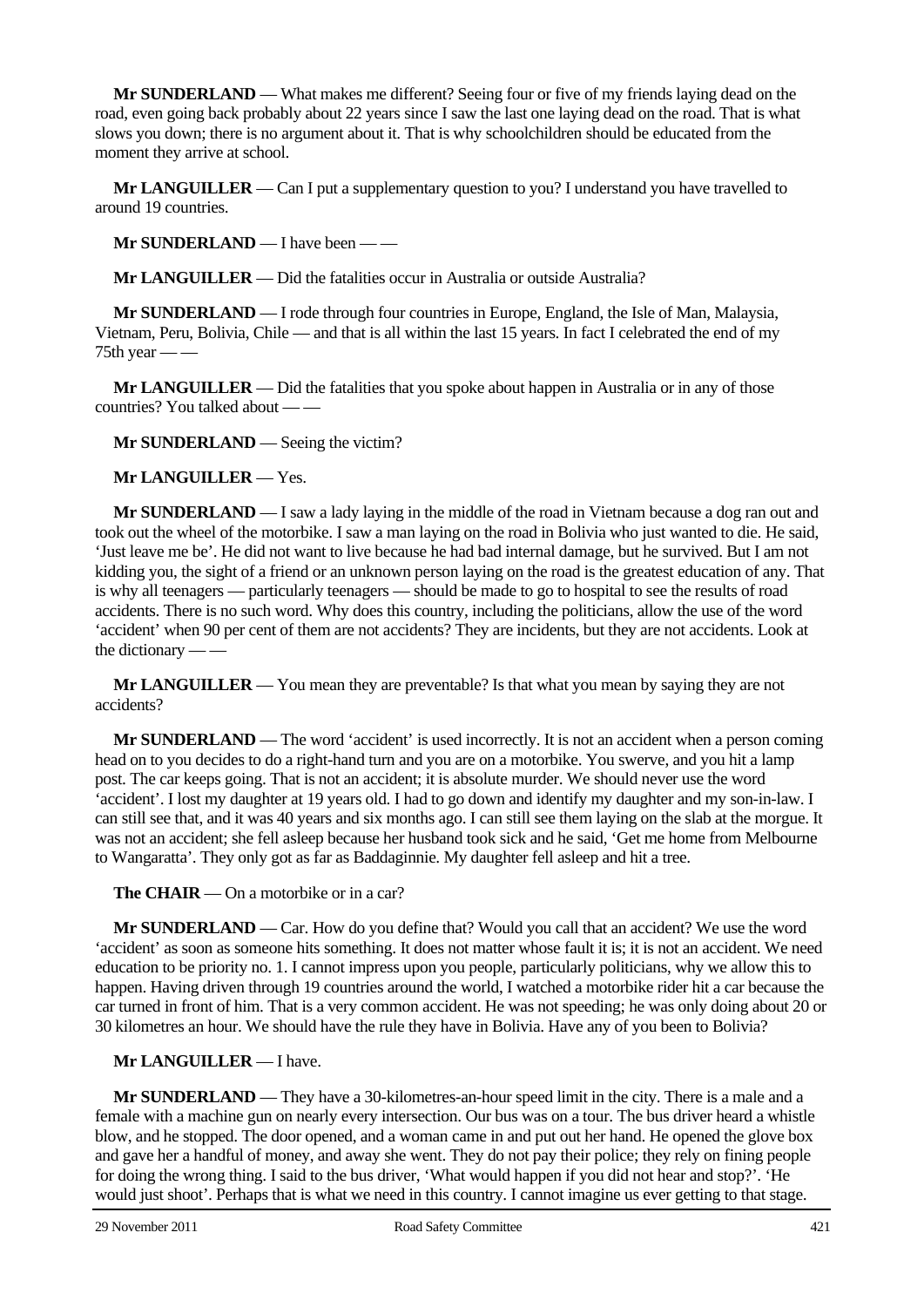**Mr SUNDERLAND** — What makes me different? Seeing four or five of my friends laying dead on the road, even going back probably about 22 years since I saw the last one laying dead on the road. That is what slows you down; there is no argument about it. That is why schoolchildren should be educated from the moment they arrive at school.

**Mr LANGUILLER** — Can I put a supplementary question to you? I understand you have travelled to around 19 countries.

**Mr SUNDERLAND** — I have been — —

**Mr LANGUILLER** — Did the fatalities occur in Australia or outside Australia?

**Mr SUNDERLAND** — I rode through four countries in Europe, England, the Isle of Man, Malaysia, Vietnam, Peru, Bolivia, Chile — and that is all within the last 15 years. In fact I celebrated the end of my 75th year — —

**Mr LANGUILLER** — Did the fatalities that you spoke about happen in Australia or in any of those countries? You talked about — —

**Mr SUNDERLAND** — Seeing the victim?

**Mr LANGUILLER** — Yes.

**Mr SUNDERLAND** — I saw a lady laying in the middle of the road in Vietnam because a dog ran out and took out the wheel of the motorbike. I saw a man laying on the road in Bolivia who just wanted to die. He said, 'Just leave me be'. He did not want to live because he had bad internal damage, but he survived. But I am not kidding you, the sight of a friend or an unknown person laying on the road is the greatest education of any. That is why all teenagers — particularly teenagers — should be made to go to hospital to see the results of road accidents. There is no such word. Why does this country, including the politicians, allow the use of the word 'accident' when 90 per cent of them are not accidents? They are incidents, but they are not accidents. Look at the dictionary — —

**Mr LANGUILLER** — You mean they are preventable? Is that what you mean by saying they are not accidents?

**Mr SUNDERLAND** — The word 'accident' is used incorrectly. It is not an accident when a person coming head on to you decides to do a right-hand turn and you are on a motorbike. You swerve, and you hit a lamp post. The car keeps going. That is not an accident; it is absolute murder. We should never use the word 'accident'. I lost my daughter at 19 years old. I had to go down and identify my daughter and my son-in-law. I can still see that, and it was 40 years and six months ago. I can still see them laying on the slab at the morgue. It was not an accident; she fell asleep because her husband took sick and he said, 'Get me home from Melbourne to Wangaratta'. They only got as far as Baddaginnie. My daughter fell asleep and hit a tree.

**The CHAIR** — On a motorbike or in a car?

**Mr SUNDERLAND** — Car. How do you define that? Would you call that an accident? We use the word 'accident' as soon as someone hits something. It does not matter whose fault it is; it is not an accident. We need education to be priority no. 1. I cannot impress upon you people, particularly politicians, why we allow this to happen. Having driven through 19 countries around the world, I watched a motorbike rider hit a car because the car turned in front of him. That is a very common accident. He was not speeding; he was only doing about 20 or 30 kilometres an hour. We should have the rule they have in Bolivia. Have any of you been to Bolivia?

**Mr LANGUILLER** — I have.

**Mr SUNDERLAND** — They have a 30-kilometres-an-hour speed limit in the city. There is a male and a female with a machine gun on nearly every intersection. Our bus was on a tour. The bus driver heard a whistle blow, and he stopped. The door opened, and a woman came in and put out her hand. He opened the glove box and gave her a handful of money, and away she went. They do not pay their police; they rely on fining people for doing the wrong thing. I said to the bus driver, 'What would happen if you did not hear and stop?'. 'He would just shoot'. Perhaps that is what we need in this country. I cannot imagine us ever getting to that stage.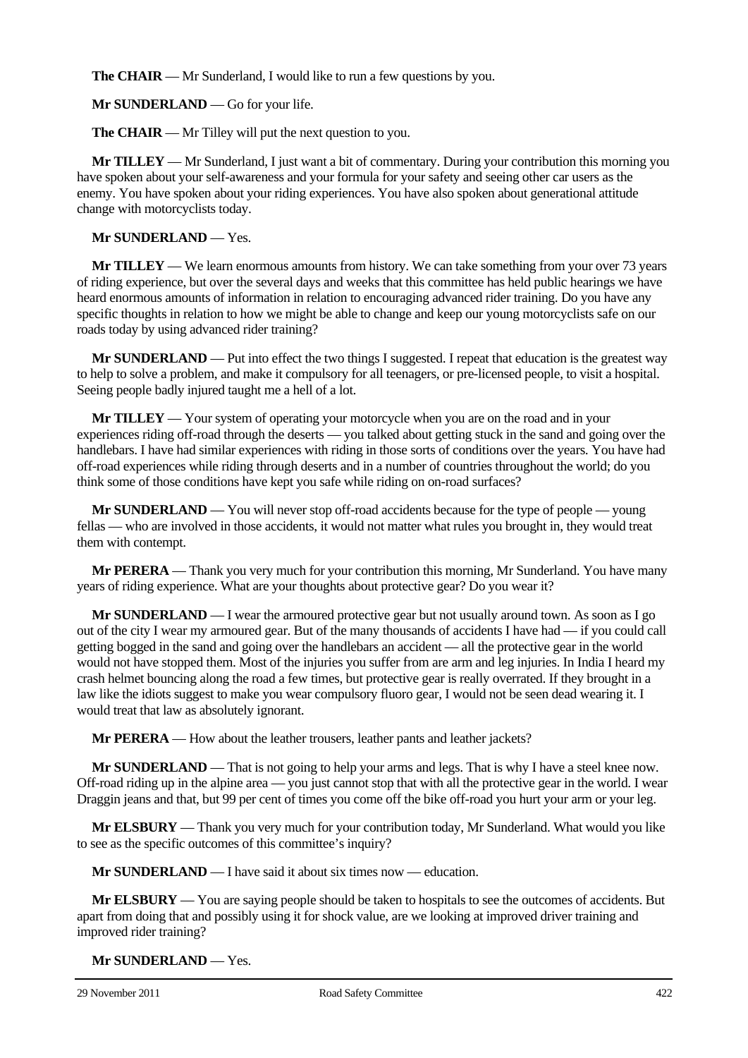**The CHAIR** — Mr Sunderland, I would like to run a few questions by you.

**Mr SUNDERLAND** — Go for your life.

**The CHAIR** — Mr Tilley will put the next question to you.

**Mr TILLEY** — Mr Sunderland, I just want a bit of commentary. During your contribution this morning you have spoken about your self-awareness and your formula for your safety and seeing other car users as the enemy. You have spoken about your riding experiences. You have also spoken about generational attitude change with motorcyclists today.

**Mr SUNDERLAND** — Yes.

**Mr TILLEY** — We learn enormous amounts from history. We can take something from your over 73 years of riding experience, but over the several days and weeks that this committee has held public hearings we have heard enormous amounts of information in relation to encouraging advanced rider training. Do you have any specific thoughts in relation to how we might be able to change and keep our young motorcyclists safe on our roads today by using advanced rider training?

**Mr SUNDERLAND** — Put into effect the two things I suggested. I repeat that education is the greatest way to help to solve a problem, and make it compulsory for all teenagers, or pre-licensed people, to visit a hospital. Seeing people badly injured taught me a hell of a lot.

**Mr TILLEY** — Your system of operating your motorcycle when you are on the road and in your experiences riding off-road through the deserts — you talked about getting stuck in the sand and going over the handlebars. I have had similar experiences with riding in those sorts of conditions over the years. You have had off-road experiences while riding through deserts and in a number of countries throughout the world; do you think some of those conditions have kept you safe while riding on on-road surfaces?

**Mr SUNDERLAND** — You will never stop off-road accidents because for the type of people — young fellas — who are involved in those accidents, it would not matter what rules you brought in, they would treat them with contempt.

**Mr PERERA** — Thank you very much for your contribution this morning, Mr Sunderland. You have many years of riding experience. What are your thoughts about protective gear? Do you wear it?

**Mr SUNDERLAND** — I wear the armoured protective gear but not usually around town. As soon as I go out of the city I wear my armoured gear. But of the many thousands of accidents I have had — if you could call getting bogged in the sand and going over the handlebars an accident — all the protective gear in the world would not have stopped them. Most of the injuries you suffer from are arm and leg injuries. In India I heard my crash helmet bouncing along the road a few times, but protective gear is really overrated. If they brought in a law like the idiots suggest to make you wear compulsory fluoro gear, I would not be seen dead wearing it. I would treat that law as absolutely ignorant.

**Mr PERERA** — How about the leather trousers, leather pants and leather jackets?

**Mr SUNDERLAND** — That is not going to help your arms and legs. That is why I have a steel knee now. Off-road riding up in the alpine area — you just cannot stop that with all the protective gear in the world. I wear Draggin jeans and that, but 99 per cent of times you come off the bike off-road you hurt your arm or your leg.

**Mr ELSBURY** — Thank you very much for your contribution today, Mr Sunderland. What would you like to see as the specific outcomes of this committee's inquiry?

**Mr SUNDERLAND** — I have said it about six times now — education.

**Mr ELSBURY** — You are saying people should be taken to hospitals to see the outcomes of accidents. But apart from doing that and possibly using it for shock value, are we looking at improved driver training and improved rider training?

**Mr SUNDERLAND** — Yes.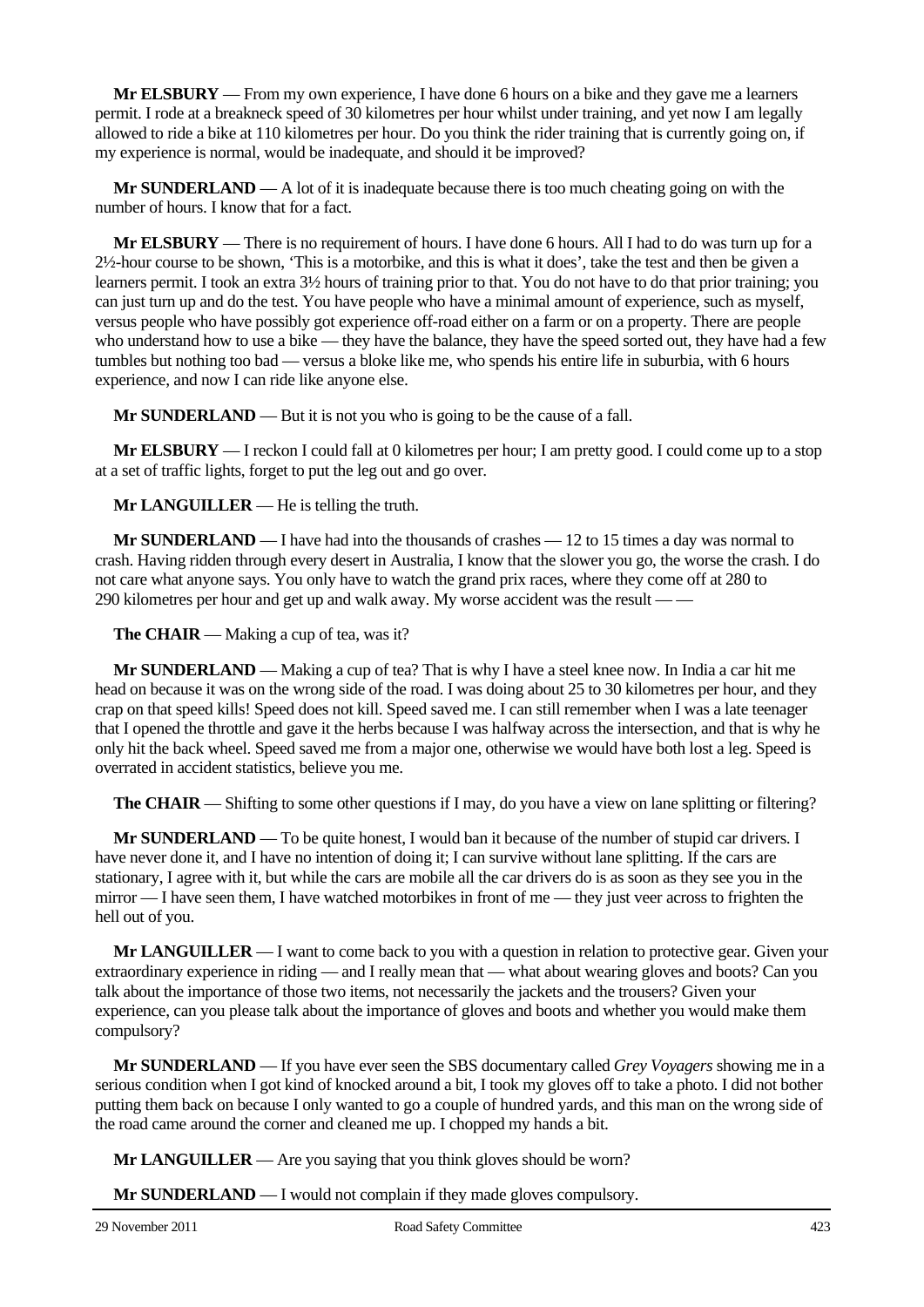**Mr ELSBURY** — From my own experience, I have done 6 hours on a bike and they gave me a learners permit. I rode at a breakneck speed of 30 kilometres per hour whilst under training, and yet now I am legally allowed to ride a bike at 110 kilometres per hour. Do you think the rider training that is currently going on, if my experience is normal, would be inadequate, and should it be improved?

**Mr SUNDERLAND** — A lot of it is inadequate because there is too much cheating going on with the number of hours. I know that for a fact.

**Mr ELSBURY** — There is no requirement of hours. I have done 6 hours. All I had to do was turn up for a 2½-hour course to be shown, 'This is a motorbike, and this is what it does', take the test and then be given a learners permit. I took an extra 3½ hours of training prior to that. You do not have to do that prior training; you can just turn up and do the test. You have people who have a minimal amount of experience, such as myself, versus people who have possibly got experience off-road either on a farm or on a property. There are people who understand how to use a bike — they have the balance, they have the speed sorted out, they have had a few tumbles but nothing too bad — versus a bloke like me, who spends his entire life in suburbia, with 6 hours experience, and now I can ride like anyone else.

**Mr SUNDERLAND** — But it is not you who is going to be the cause of a fall.

**Mr ELSBURY** — I reckon I could fall at 0 kilometres per hour; I am pretty good. I could come up to a stop at a set of traffic lights, forget to put the leg out and go over.

**Mr LANGUILLER** — He is telling the truth.

**Mr SUNDERLAND** — I have had into the thousands of crashes — 12 to 15 times a day was normal to crash. Having ridden through every desert in Australia, I know that the slower you go, the worse the crash. I do not care what anyone says. You only have to watch the grand prix races, where they come off at 280 to 290 kilometres per hour and get up and walk away. My worse accident was the result — —

**The CHAIR** — Making a cup of tea, was it?

**Mr SUNDERLAND** — Making a cup of tea? That is why I have a steel knee now. In India a car hit me head on because it was on the wrong side of the road. I was doing about 25 to 30 kilometres per hour, and they crap on that speed kills! Speed does not kill. Speed saved me. I can still remember when I was a late teenager that I opened the throttle and gave it the herbs because I was halfway across the intersection, and that is why he only hit the back wheel. Speed saved me from a major one, otherwise we would have both lost a leg. Speed is overrated in accident statistics, believe you me.

**The CHAIR** — Shifting to some other questions if I may, do you have a view on lane splitting or filtering?

**Mr SUNDERLAND** — To be quite honest, I would ban it because of the number of stupid car drivers. I have never done it, and I have no intention of doing it; I can survive without lane splitting. If the cars are stationary, I agree with it, but while the cars are mobile all the car drivers do is as soon as they see you in the mirror — I have seen them, I have watched motorbikes in front of me — they just veer across to frighten the hell out of you.

**Mr LANGUILLER** — I want to come back to you with a question in relation to protective gear. Given your extraordinary experience in riding — and I really mean that — what about wearing gloves and boots? Can you talk about the importance of those two items, not necessarily the jackets and the trousers? Given your experience, can you please talk about the importance of gloves and boots and whether you would make them compulsory?

**Mr SUNDERLAND** — If you have ever seen the SBS documentary called *Grey Voyagers* showing me in a serious condition when I got kind of knocked around a bit, I took my gloves off to take a photo. I did not bother putting them back on because I only wanted to go a couple of hundred yards, and this man on the wrong side of the road came around the corner and cleaned me up. I chopped my hands a bit.

**Mr LANGUILLER** — Are you saying that you think gloves should be worn?

**Mr SUNDERLAND** — I would not complain if they made gloves compulsory.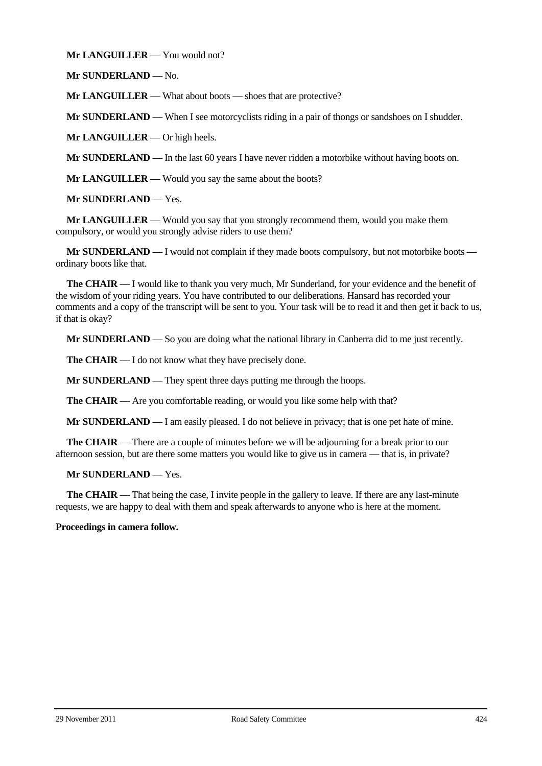**Mr LANGUILLER** — You would not?

**Mr SUNDERLAND** — No.

**Mr LANGUILLER** — What about boots — shoes that are protective?

**Mr SUNDERLAND** — When I see motorcyclists riding in a pair of thongs or sandshoes on I shudder.

**Mr LANGUILLER** — Or high heels.

**Mr SUNDERLAND** — In the last 60 years I have never ridden a motorbike without having boots on.

**Mr LANGUILLER** — Would you say the same about the boots?

**Mr SUNDERLAND** — Yes.

**Mr LANGUILLER** — Would you say that you strongly recommend them, would you make them compulsory, or would you strongly advise riders to use them?

**Mr SUNDERLAND** — I would not complain if they made boots compulsory, but not motorbike boots — ordinary boots like that.

**The CHAIR** — I would like to thank you very much, Mr Sunderland, for your evidence and the benefit of the wisdom of your riding years. You have contributed to our deliberations. Hansard has recorded your comments and a copy of the transcript will be sent to you. Your task will be to read it and then get it back to us, if that is okay?

**Mr SUNDERLAND** — So you are doing what the national library in Canberra did to me just recently.

**The CHAIR** — I do not know what they have precisely done.

**Mr SUNDERLAND** — They spent three days putting me through the hoops.

**The CHAIR** — Are you comfortable reading, or would you like some help with that?

**Mr SUNDERLAND** — I am easily pleased. I do not believe in privacy; that is one pet hate of mine.

**The CHAIR** — There are a couple of minutes before we will be adjourning for a break prior to our afternoon session, but are there some matters you would like to give us in camera — that is, in private?

**Mr SUNDERLAND** — Yes.

**The CHAIR** — That being the case, I invite people in the gallery to leave. If there are any last-minute requests, we are happy to deal with them and speak afterwards to anyone who is here at the moment.

**Proceedings in camera follow.**